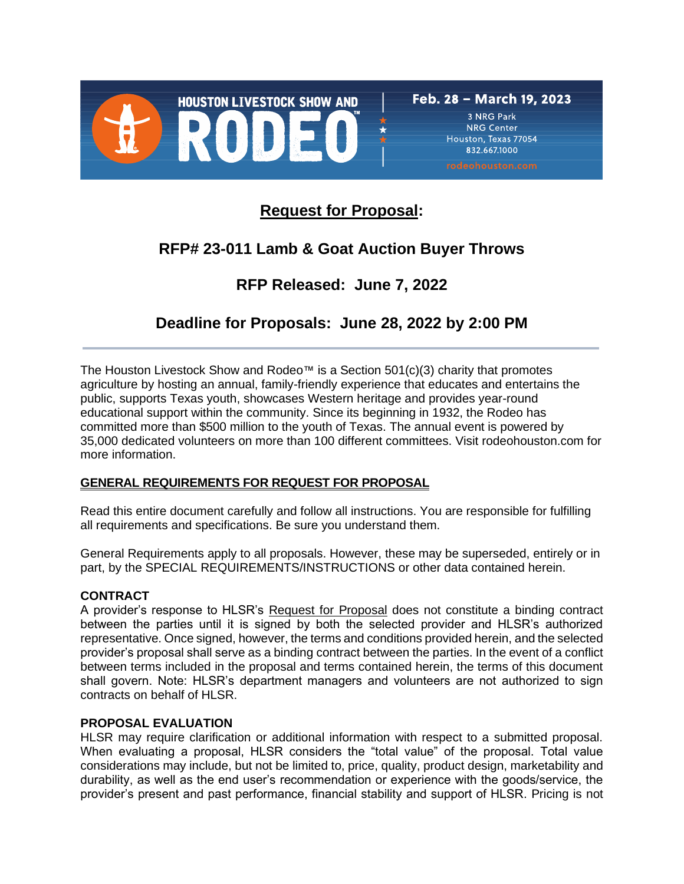HOUSTON LIVESTOCK SHOW AND RODEO™

Feb. 28 – March 19, 2023
3 NRG Park
NRG Center
Houston, Texas 77054
832.667.1000
rodeohouston.com

# Request for Proposal:

## RFP# 23-011 Lamb & Goat Auction Buyer Throws

## RFP Released: June 7, 2022

## Deadline for Proposals: June 28, 2022 by 2:00 PM

---

The Houston Livestock Show and Rodeo™ is a Section 501(c)(3) charity that promotes agriculture by hosting an annual, family-friendly experience that educates and entertains the public, supports Texas youth, showcases Western heritage and provides year-round educational support within the community. Since its beginning in 1932, the Rodeo has committed more than $500 million to the youth of Texas. The annual event is powered by 35,000 dedicated volunteers on more than 100 different committees. Visit rodeohouston.com for more information.

**GENERAL REQUIREMENTS FOR REQUEST FOR PROPOSAL**

Read this entire document carefully and follow all instructions. You are responsible for fulfilling all requirements and specifications. Be sure you understand them.

General Requirements apply to all proposals. However, these may be superseded, entirely or in part, by the SPECIAL REQUIREMENTS/INSTRUCTIONS or other data contained herein.

**CONTRACT**

A provider's response to HLSR's Request for Proposal does not constitute a binding contract between the parties until it is signed by both the selected provider and HLSR's authorized representative. Once signed, however, the terms and conditions provided herein, and the selected provider's proposal shall serve as a binding contract between the parties. In the event of a conflict between terms included in the proposal and terms contained herein, the terms of this document shall govern. Note: HLSR's department managers and volunteers are not authorized to sign contracts on behalf of HLSR.

**PROPOSAL EVALUATION**

HLSR may require clarification or additional information with respect to a submitted proposal. When evaluating a proposal, HLSR considers the "total value" of the proposal. Total value considerations may include, but not be limited to, price, quality, product design, marketability and durability, as well as the end user's recommendation or experience with the goods/service, the provider's present and past performance, financial stability and support of HLSR. Pricing is not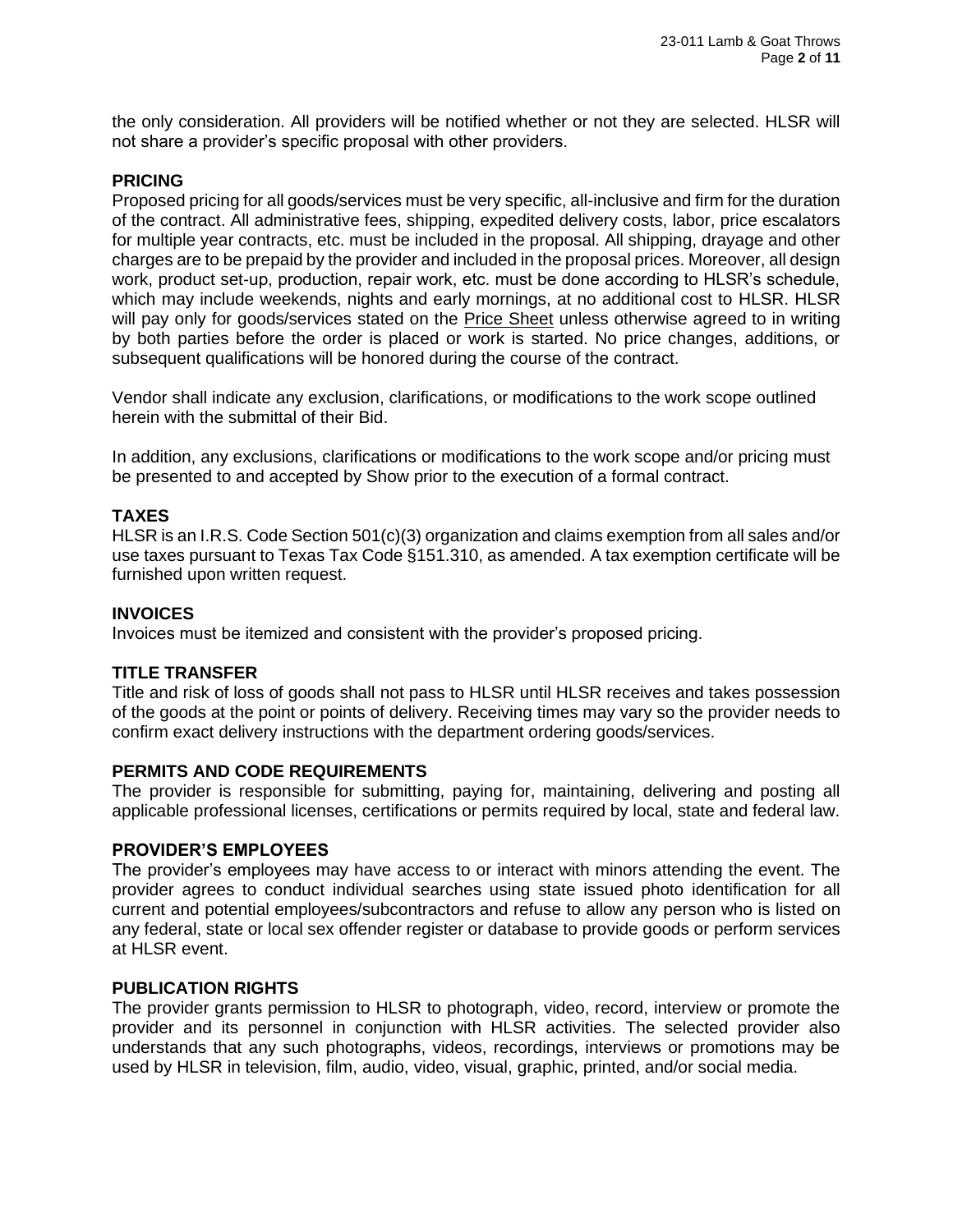the only consideration. All providers will be notified whether or not they are selected. HLSR will not share a provider's specific proposal with other providers.

## PRICING

Proposed pricing for all goods/services must be very specific, all-inclusive and firm for the duration of the contract. All administrative fees, shipping, expedited delivery costs, labor, price escalators for multiple year contracts, etc. must be included in the proposal. All shipping, drayage and other charges are to be prepaid by the provider and included in the proposal prices. Moreover, all design work, product set-up, production, repair work, etc. must be done according to HLSR's schedule, which may include weekends, nights and early mornings, at no additional cost to HLSR. HLSR will pay only for goods/services stated on the Price Sheet unless otherwise agreed to in writing by both parties before the order is placed or work is started. No price changes, additions, or subsequent qualifications will be honored during the course of the contract.

Vendor shall indicate any exclusion, clarifications, or modifications to the work scope outlined herein with the submittal of their Bid.

In addition, any exclusions, clarifications or modifications to the work scope and/or pricing must be presented to and accepted by Show prior to the execution of a formal contract.

## TAXES

HLSR is an I.R.S. Code Section 501(c)(3) organization and claims exemption from all sales and/or use taxes pursuant to Texas Tax Code §151.310, as amended. A tax exemption certificate will be furnished upon written request.

## INVOICES

Invoices must be itemized and consistent with the provider's proposed pricing.

## TITLE TRANSFER

Title and risk of loss of goods shall not pass to HLSR until HLSR receives and takes possession of the goods at the point or points of delivery. Receiving times may vary so the provider needs to confirm exact delivery instructions with the department ordering goods/services.

## PERMITS AND CODE REQUIREMENTS

The provider is responsible for submitting, paying for, maintaining, delivering and posting all applicable professional licenses, certifications or permits required by local, state and federal law.

## PROVIDER'S EMPLOYEES

The provider's employees may have access to or interact with minors attending the event. The provider agrees to conduct individual searches using state issued photo identification for all current and potential employees/subcontractors and refuse to allow any person who is listed on any federal, state or local sex offender register or database to provide goods or perform services at HLSR event.

## PUBLICATION RIGHTS

The provider grants permission to HLSR to photograph, video, record, interview or promote the provider and its personnel in conjunction with HLSR activities. The selected provider also understands that any such photographs, videos, recordings, interviews or promotions may be used by HLSR in television, film, audio, video, visual, graphic, printed, and/or social media.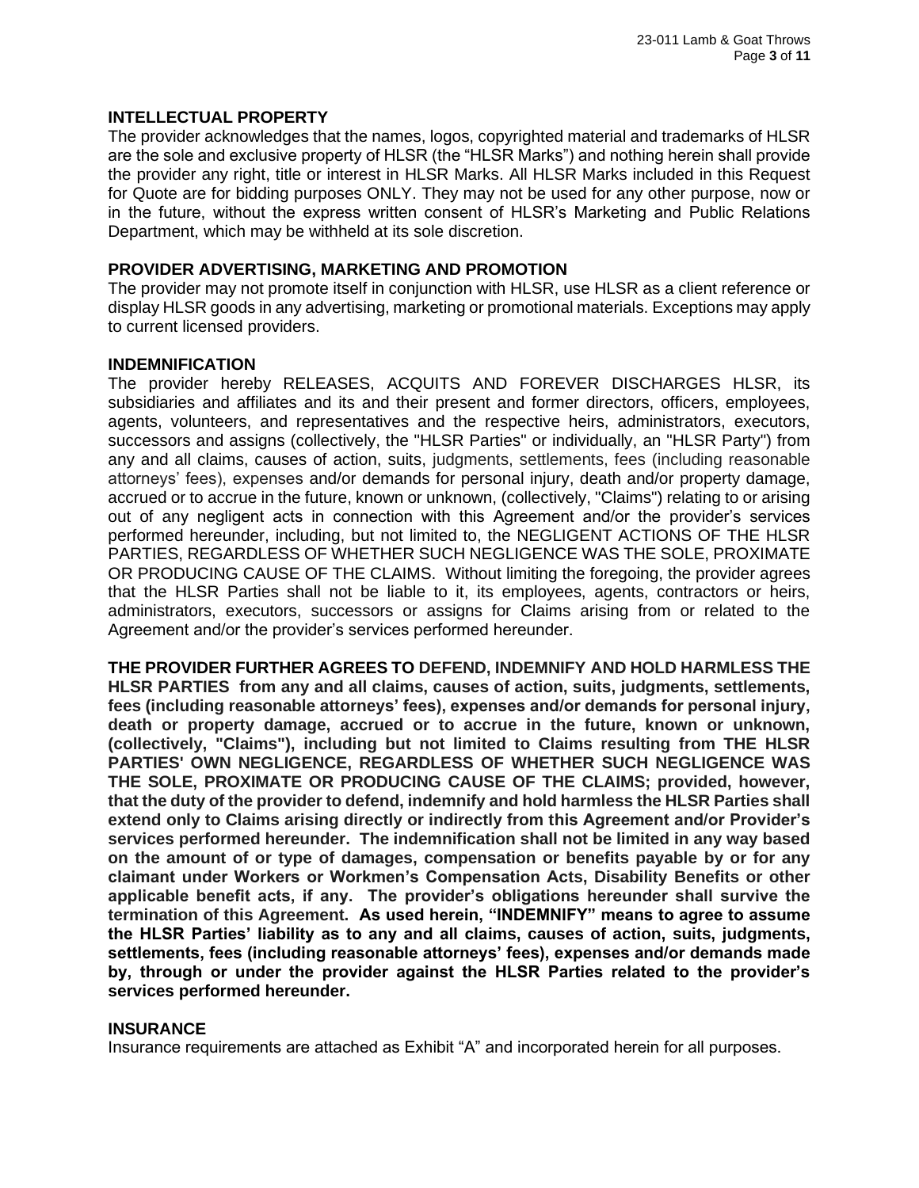## INTELLECTUAL PROPERTY

The provider acknowledges that the names, logos, copyrighted material and trademarks of HLSR are the sole and exclusive property of HLSR (the "HLSR Marks") and nothing herein shall provide the provider any right, title or interest in HLSR Marks. All HLSR Marks included in this Request for Quote are for bidding purposes ONLY. They may not be used for any other purpose, now or in the future, without the express written consent of HLSR's Marketing and Public Relations Department, which may be withheld at its sole discretion.

## PROVIDER ADVERTISING, MARKETING AND PROMOTION

The provider may not promote itself in conjunction with HLSR, use HLSR as a client reference or display HLSR goods in any advertising, marketing or promotional materials. Exceptions may apply to current licensed providers.

## INDEMNIFICATION

The provider hereby RELEASES, ACQUITS AND FOREVER DISCHARGES HLSR, its subsidiaries and affiliates and its and their present and former directors, officers, employees, agents, volunteers, and representatives and the respective heirs, administrators, executors, successors and assigns (collectively, the "HLSR Parties" or individually, an "HLSR Party") from any and all claims, causes of action, suits, judgments, settlements, fees (including reasonable attorneys' fees), expenses and/or demands for personal injury, death and/or property damage, accrued or to accrue in the future, known or unknown, (collectively, "Claims") relating to or arising out of any negligent acts in connection with this Agreement and/or the provider's services performed hereunder, including, but not limited to, the NEGLIGENT ACTIONS OF THE HLSR PARTIES, REGARDLESS OF WHETHER SUCH NEGLIGENCE WAS THE SOLE, PROXIMATE OR PRODUCING CAUSE OF THE CLAIMS. Without limiting the foregoing, the provider agrees that the HLSR Parties shall not be liable to it, its employees, agents, contractors or heirs, administrators, executors, successors or assigns for Claims arising from or related to the Agreement and/or the provider's services performed hereunder.

**THE PROVIDER FURTHER AGREES TO DEFEND, INDEMNIFY AND HOLD HARMLESS THE HLSR PARTIES from any and all claims, causes of action, suits, judgments, settlements, fees (including reasonable attorneys' fees), expenses and/or demands for personal injury, death or property damage, accrued or to accrue in the future, known or unknown, (collectively, "Claims"), including but not limited to Claims resulting from THE HLSR PARTIES' OWN NEGLIGENCE, REGARDLESS OF WHETHER SUCH NEGLIGENCE WAS THE SOLE, PROXIMATE OR PRODUCING CAUSE OF THE CLAIMS; provided, however, that the duty of the provider to defend, indemnify and hold harmless the HLSR Parties shall extend only to Claims arising directly or indirectly from this Agreement and/or Provider's services performed hereunder. The indemnification shall not be limited in any way based on the amount of or type of damages, compensation or benefits payable by or for any claimant under Workers or Workmen's Compensation Acts, Disability Benefits or other applicable benefit acts, if any. The provider's obligations hereunder shall survive the termination of this Agreement. As used herein, "INDEMNIFY" means to agree to assume the HLSR Parties' liability as to any and all claims, causes of action, suits, judgments, settlements, fees (including reasonable attorneys' fees), expenses and/or demands made by, through or under the provider against the HLSR Parties related to the provider's services performed hereunder.**

## INSURANCE

Insurance requirements are attached as Exhibit "A" and incorporated herein for all purposes.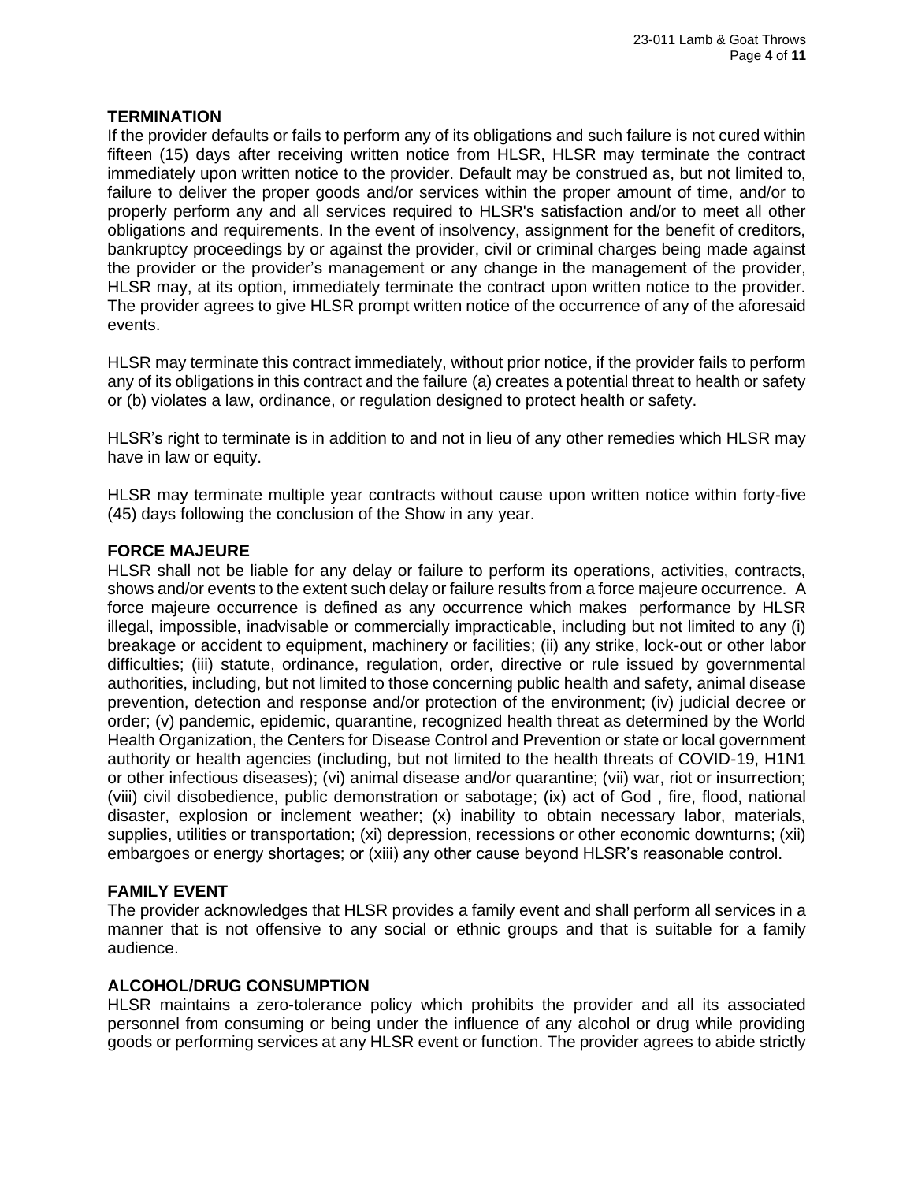**TERMINATION**

If the provider defaults or fails to perform any of its obligations and such failure is not cured within fifteen (15) days after receiving written notice from HLSR, HLSR may terminate the contract immediately upon written notice to the provider. Default may be construed as, but not limited to, failure to deliver the proper goods and/or services within the proper amount of time, and/or to properly perform any and all services required to HLSR's satisfaction and/or to meet all other obligations and requirements. In the event of insolvency, assignment for the benefit of creditors, bankruptcy proceedings by or against the provider, civil or criminal charges being made against the provider or the provider's management or any change in the management of the provider, HLSR may, at its option, immediately terminate the contract upon written notice to the provider. The provider agrees to give HLSR prompt written notice of the occurrence of any of the aforesaid events.

HLSR may terminate this contract immediately, without prior notice, if the provider fails to perform any of its obligations in this contract and the failure (a) creates a potential threat to health or safety or (b) violates a law, ordinance, or regulation designed to protect health or safety.

HLSR's right to terminate is in addition to and not in lieu of any other remedies which HLSR may have in law or equity.

HLSR may terminate multiple year contracts without cause upon written notice within forty-five (45) days following the conclusion of the Show in any year.

**FORCE MAJEURE**

HLSR shall not be liable for any delay or failure to perform its operations, activities, contracts, shows and/or events to the extent such delay or failure results from a force majeure occurrence. A force majeure occurrence is defined as any occurrence which makes performance by HLSR illegal, impossible, inadvisable or commercially impracticable, including but not limited to any (i) breakage or accident to equipment, machinery or facilities; (ii) any strike, lock-out or other labor difficulties; (iii) statute, ordinance, regulation, order, directive or rule issued by governmental authorities, including, but not limited to those concerning public health and safety, animal disease prevention, detection and response and/or protection of the environment; (iv) judicial decree or order; (v) pandemic, epidemic, quarantine, recognized health threat as determined by the World Health Organization, the Centers for Disease Control and Prevention or state or local government authority or health agencies (including, but not limited to the health threats of COVID-19, H1N1 or other infectious diseases); (vi) animal disease and/or quarantine; (vii) war, riot or insurrection; (viii) civil disobedience, public demonstration or sabotage; (ix) act of God , fire, flood, national disaster, explosion or inclement weather; (x) inability to obtain necessary labor, materials, supplies, utilities or transportation; (xi) depression, recessions or other economic downturns; (xii) embargoes or energy shortages; or (xiii) any other cause beyond HLSR's reasonable control.

**FAMILY EVENT**

The provider acknowledges that HLSR provides a family event and shall perform all services in a manner that is not offensive to any social or ethnic groups and that is suitable for a family audience.

**ALCOHOL/DRUG CONSUMPTION**

HLSR maintains a zero-tolerance policy which prohibits the provider and all its associated personnel from consuming or being under the influence of any alcohol or drug while providing goods or performing services at any HLSR event or function. The provider agrees to abide strictly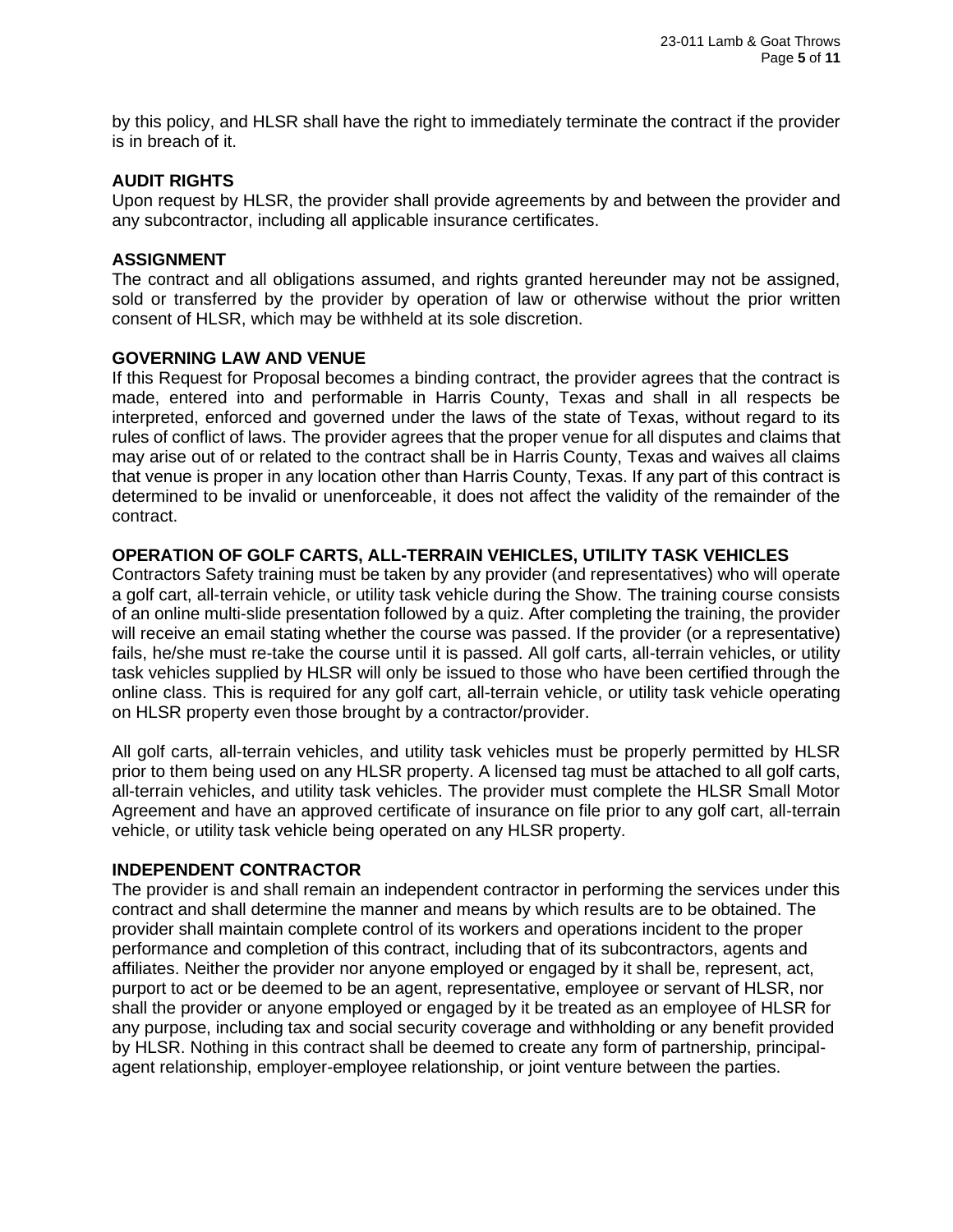by this policy, and HLSR shall have the right to immediately terminate the contract if the provider is in breach of it.

**AUDIT RIGHTS**

Upon request by HLSR, the provider shall provide agreements by and between the provider and any subcontractor, including all applicable insurance certificates.

**ASSIGNMENT**

The contract and all obligations assumed, and rights granted hereunder may not be assigned, sold or transferred by the provider by operation of law or otherwise without the prior written consent of HLSR, which may be withheld at its sole discretion.

**GOVERNING LAW AND VENUE**

If this Request for Proposal becomes a binding contract, the provider agrees that the contract is made, entered into and performable in Harris County, Texas and shall in all respects be interpreted, enforced and governed under the laws of the state of Texas, without regard to its rules of conflict of laws. The provider agrees that the proper venue for all disputes and claims that may arise out of or related to the contract shall be in Harris County, Texas and waives all claims that venue is proper in any location other than Harris County, Texas. If any part of this contract is determined to be invalid or unenforceable, it does not affect the validity of the remainder of the contract.

**OPERATION OF GOLF CARTS, ALL-TERRAIN VEHICLES, UTILITY TASK VEHICLES**

Contractors Safety training must be taken by any provider (and representatives) who will operate a golf cart, all-terrain vehicle, or utility task vehicle during the Show. The training course consists of an online multi-slide presentation followed by a quiz. After completing the training, the provider will receive an email stating whether the course was passed. If the provider (or a representative) fails, he/she must re-take the course until it is passed. All golf carts, all-terrain vehicles, or utility task vehicles supplied by HLSR will only be issued to those who have been certified through the online class. This is required for any golf cart, all-terrain vehicle, or utility task vehicle operating on HLSR property even those brought by a contractor/provider.

All golf carts, all-terrain vehicles, and utility task vehicles must be properly permitted by HLSR prior to them being used on any HLSR property. A licensed tag must be attached to all golf carts, all-terrain vehicles, and utility task vehicles. The provider must complete the HLSR Small Motor Agreement and have an approved certificate of insurance on file prior to any golf cart, all-terrain vehicle, or utility task vehicle being operated on any HLSR property.

**INDEPENDENT CONTRACTOR**

The provider is and shall remain an independent contractor in performing the services under this contract and shall determine the manner and means by which results are to be obtained. The provider shall maintain complete control of its workers and operations incident to the proper performance and completion of this contract, including that of its subcontractors, agents and affiliates. Neither the provider nor anyone employed or engaged by it shall be, represent, act, purport to act or be deemed to be an agent, representative, employee or servant of HLSR, nor shall the provider or anyone employed or engaged by it be treated as an employee of HLSR for any purpose, including tax and social security coverage and withholding or any benefit provided by HLSR. Nothing in this contract shall be deemed to create any form of partnership, principal-agent relationship, employer-employee relationship, or joint venture between the parties.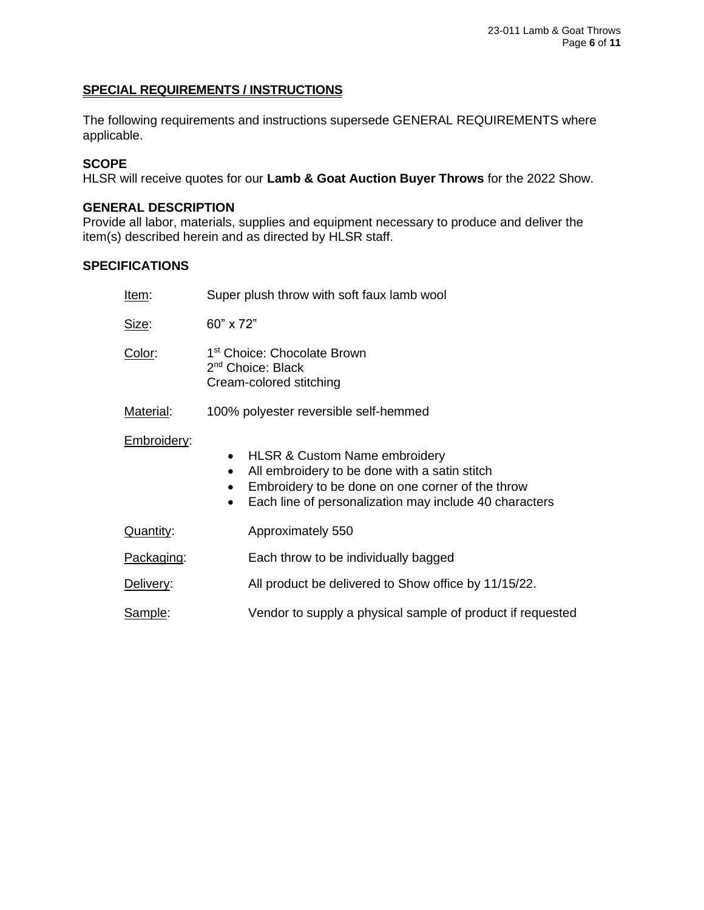## SPECIAL REQUIREMENTS / INSTRUCTIONS

The following requirements and instructions supersede GENERAL REQUIREMENTS where applicable.

### SCOPE

HLSR will receive quotes for our **Lamb & Goat Auction Buyer Throws** for the 2022 Show.

### GENERAL DESCRIPTION

Provide all labor, materials, supplies and equipment necessary to produce and deliver the item(s) described herein and as directed by HLSR staff.

### SPECIFICATIONS

Item: Super plush throw with soft faux lamb wool

Size: 60" x 72"

Color: 1st Choice: Chocolate Brown
2nd Choice: Black
Cream-colored stitching

Material: 100% polyester reversible self-hemmed

Embroidery:

- HLSR & Custom Name embroidery
- All embroidery to be done with a satin stitch
- Embroidery to be done on one corner of the throw
- Each line of personalization may include 40 characters

Quantity: Approximately 550

Packaging: Each throw to be individually bagged

Delivery: All product be delivered to Show office by 11/15/22.

Sample: Vendor to supply a physical sample of product if requested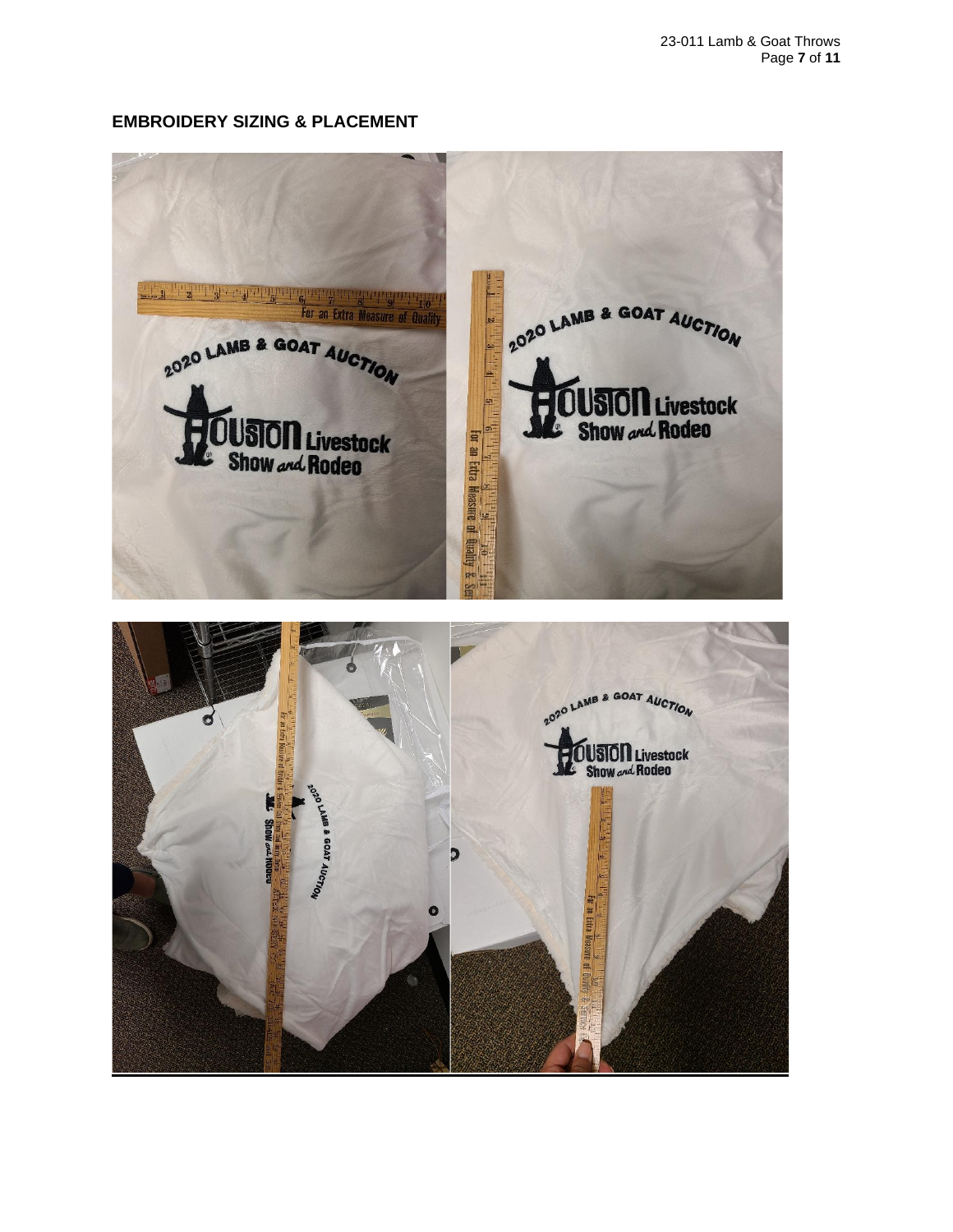## EMBROIDERY SIZING & PLACEMENT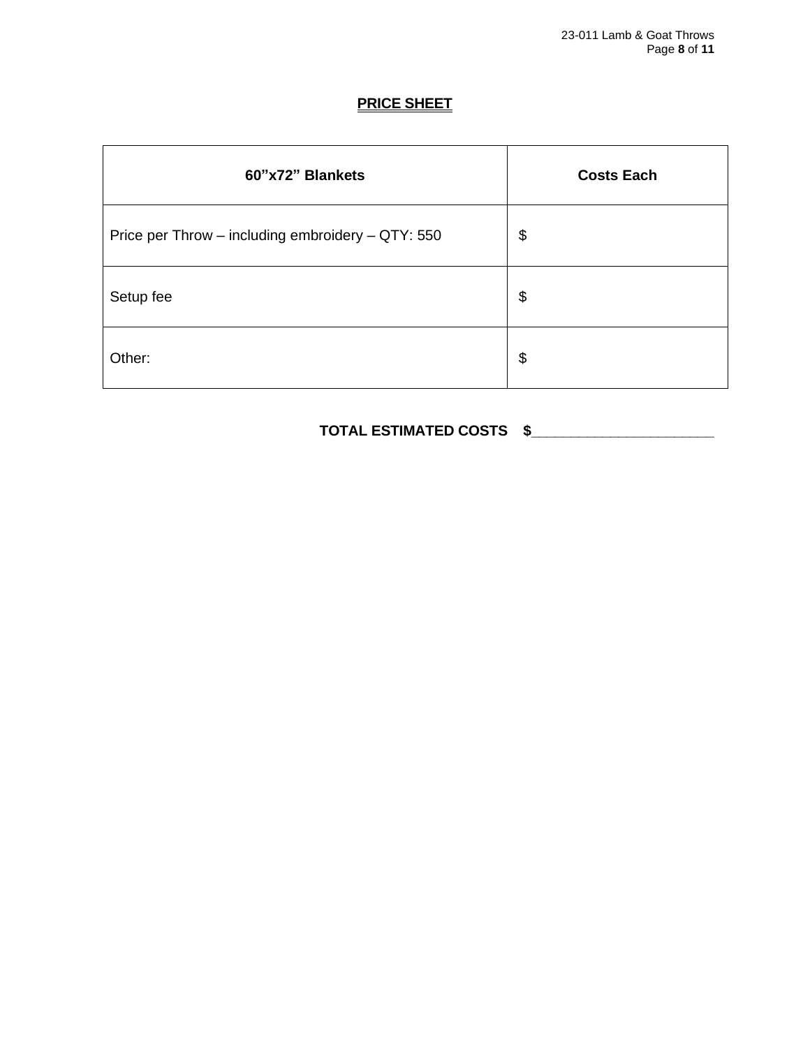## PRICE SHEET

| 60"x72" Blankets | Costs Each |
|---|---|
| Price per Throw – including embroidery – QTY: 550 | $ |
| Setup fee | $ |
| Other: | $ |

**TOTAL ESTIMATED COSTS $______________________**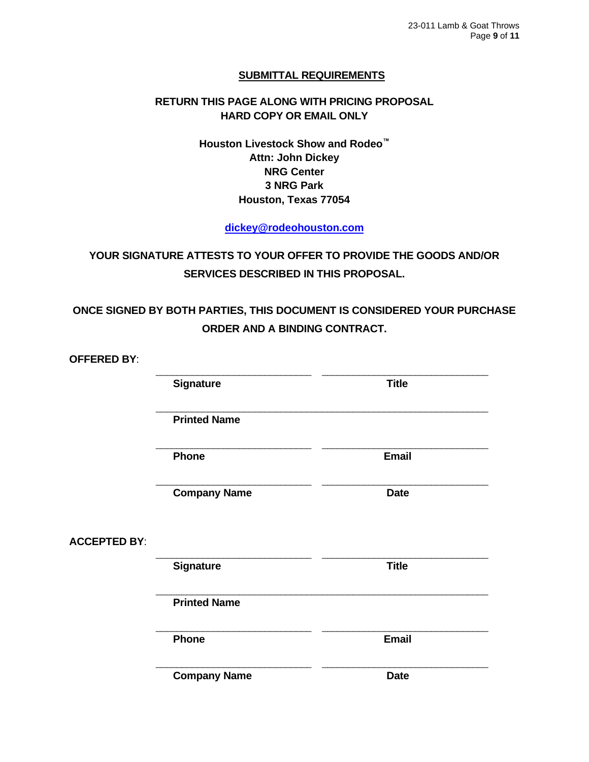## SUBMITTAL REQUIREMENTS

**RETURN THIS PAGE ALONG WITH PRICING PROPOSAL**
**HARD COPY OR EMAIL ONLY**

**Houston Livestock Show and Rodeo™**
**Attn: John Dickey**
**NRG Center**
**3 NRG Park**
**Houston, Texas 77054**

**dickey@rodeohouston.com**

**YOUR SIGNATURE ATTESTS TO YOUR OFFER TO PROVIDE THE GOODS AND/OR SERVICES DESCRIBED IN THIS PROPOSAL.**

**ONCE SIGNED BY BOTH PARTIES, THIS DOCUMENT IS CONSIDERED YOUR PURCHASE ORDER AND A BINDING CONTRACT.**

**OFFERED BY**:

| | |
|---|---|
| _______________________ | _______________________ |
| **Signature** | **Title** |
| _______________________________________________ | |
| **Printed Name** | |
| _______________________ | _______________________ |
| **Phone** | **Email** |
| _______________________ | _______________________ |
| **Company Name** | **Date** |

**ACCEPTED BY**:

| | |
|---|---|
| _______________________ | _______________________ |
| **Signature** | **Title** |
| _______________________________________________ | |
| **Printed Name** | |
| _______________________ | _______________________ |
| **Phone** | **Email** |
| _______________________ | _______________________ |
| **Company Name** | **Date** |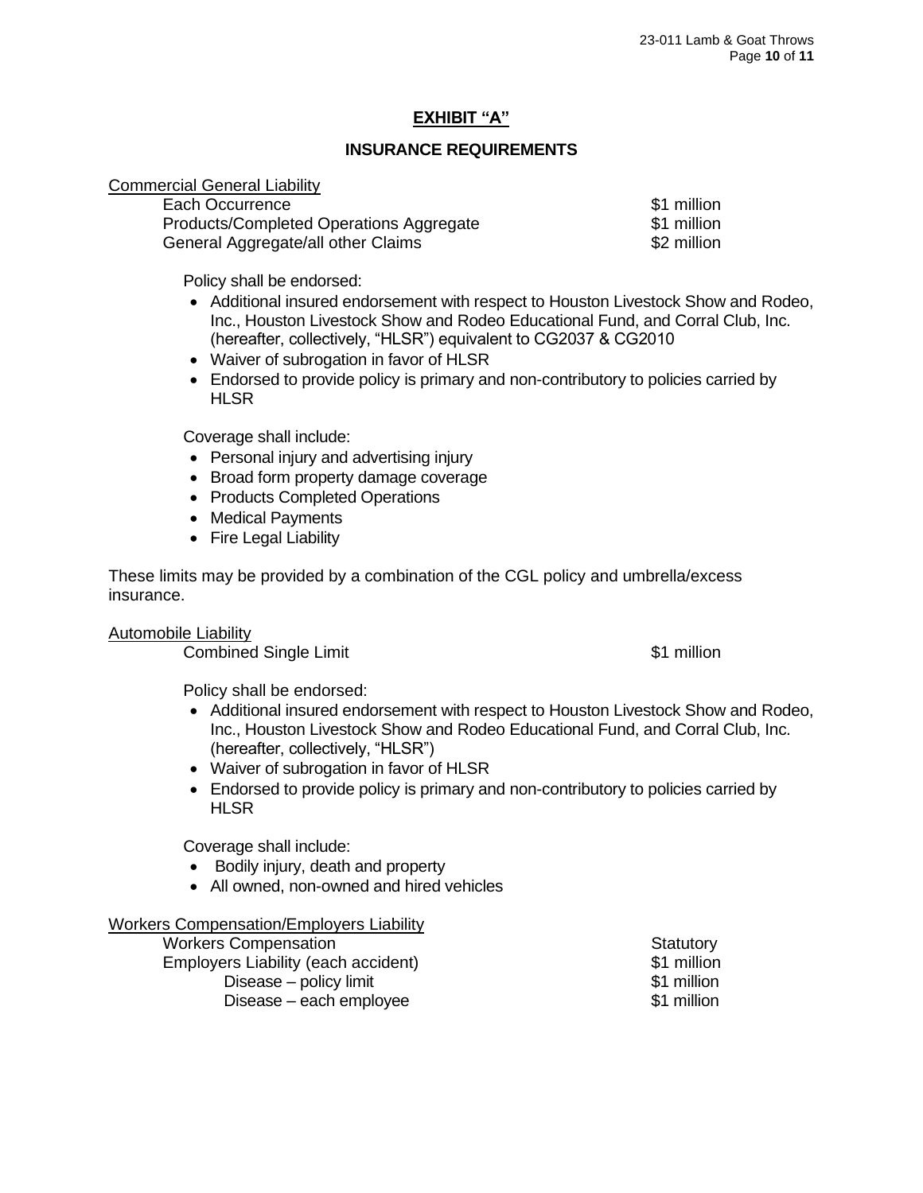# EXHIBIT "A"

## INSURANCE REQUIREMENTS

Commercial General Liability

| | |
|---|---|
| Each Occurrence | $1 million |
| Products/Completed Operations Aggregate | $1 million |
| General Aggregate/all other Claims | $2 million |

Policy shall be endorsed:

- Additional insured endorsement with respect to Houston Livestock Show and Rodeo, Inc., Houston Livestock Show and Rodeo Educational Fund, and Corral Club, Inc. (hereafter, collectively, "HLSR") equivalent to CG2037 & CG2010
- Waiver of subrogation in favor of HLSR
- Endorsed to provide policy is primary and non-contributory to policies carried by HLSR

Coverage shall include:

- Personal injury and advertising injury
- Broad form property damage coverage
- Products Completed Operations
- Medical Payments
- Fire Legal Liability

These limits may be provided by a combination of the CGL policy and umbrella/excess insurance.

Automobile Liability

| | |
|---|---|
| Combined Single Limit | $1 million |

Policy shall be endorsed:

- Additional insured endorsement with respect to Houston Livestock Show and Rodeo, Inc., Houston Livestock Show and Rodeo Educational Fund, and Corral Club, Inc. (hereafter, collectively, "HLSR")
- Waiver of subrogation in favor of HLSR
- Endorsed to provide policy is primary and non-contributory to policies carried by HLSR

Coverage shall include:

- Bodily injury, death and property
- All owned, non-owned and hired vehicles

Workers Compensation/Employers Liability

| | |
|---|---|
| Workers Compensation | Statutory |
| Employers Liability (each accident) | $1 million |
| Disease – policy limit | $1 million |
| Disease – each employee | $1 million |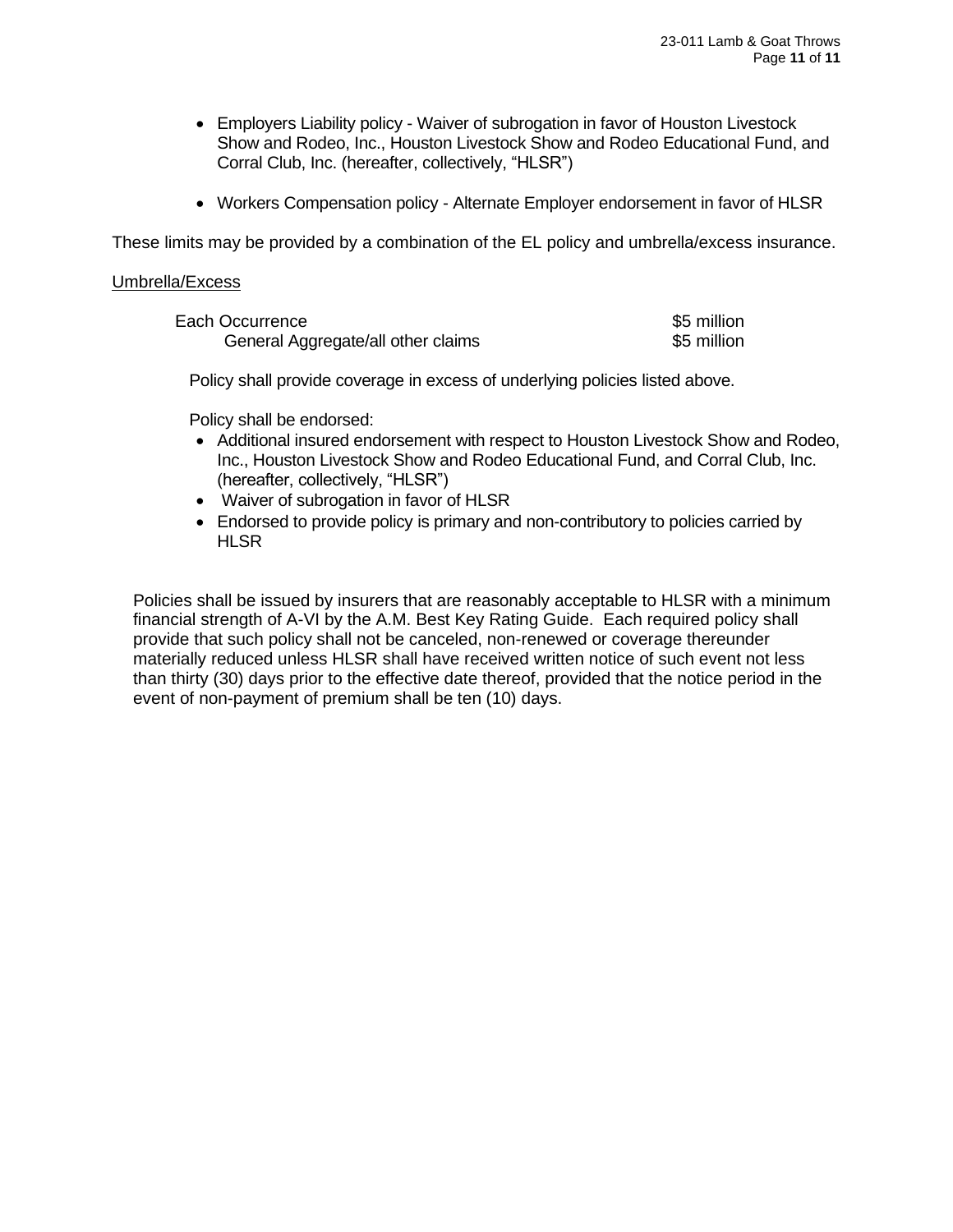- Employers Liability policy - Waiver of subrogation in favor of Houston Livestock Show and Rodeo, Inc., Houston Livestock Show and Rodeo Educational Fund, and Corral Club, Inc. (hereafter, collectively, "HLSR")

- Workers Compensation policy - Alternate Employer endorsement in favor of HLSR

These limits may be provided by a combination of the EL policy and umbrella/excess insurance.

<u>Umbrella/Excess</u>

| | |
|---|---|
| Each Occurrence | $5 million |
| General Aggregate/all other claims | $5 million |

Policy shall provide coverage in excess of underlying policies listed above.

Policy shall be endorsed:

- Additional insured endorsement with respect to Houston Livestock Show and Rodeo, Inc., Houston Livestock Show and Rodeo Educational Fund, and Corral Club, Inc. (hereafter, collectively, "HLSR")
- Waiver of subrogation in favor of HLSR
- Endorsed to provide policy is primary and non-contributory to policies carried by HLSR

Policies shall be issued by insurers that are reasonably acceptable to HLSR with a minimum financial strength of A-VI by the A.M. Best Key Rating Guide. Each required policy shall provide that such policy shall not be canceled, non-renewed or coverage thereunder materially reduced unless HLSR shall have received written notice of such event not less than thirty (30) days prior to the effective date thereof, provided that the notice period in the event of non-payment of premium shall be ten (10) days.